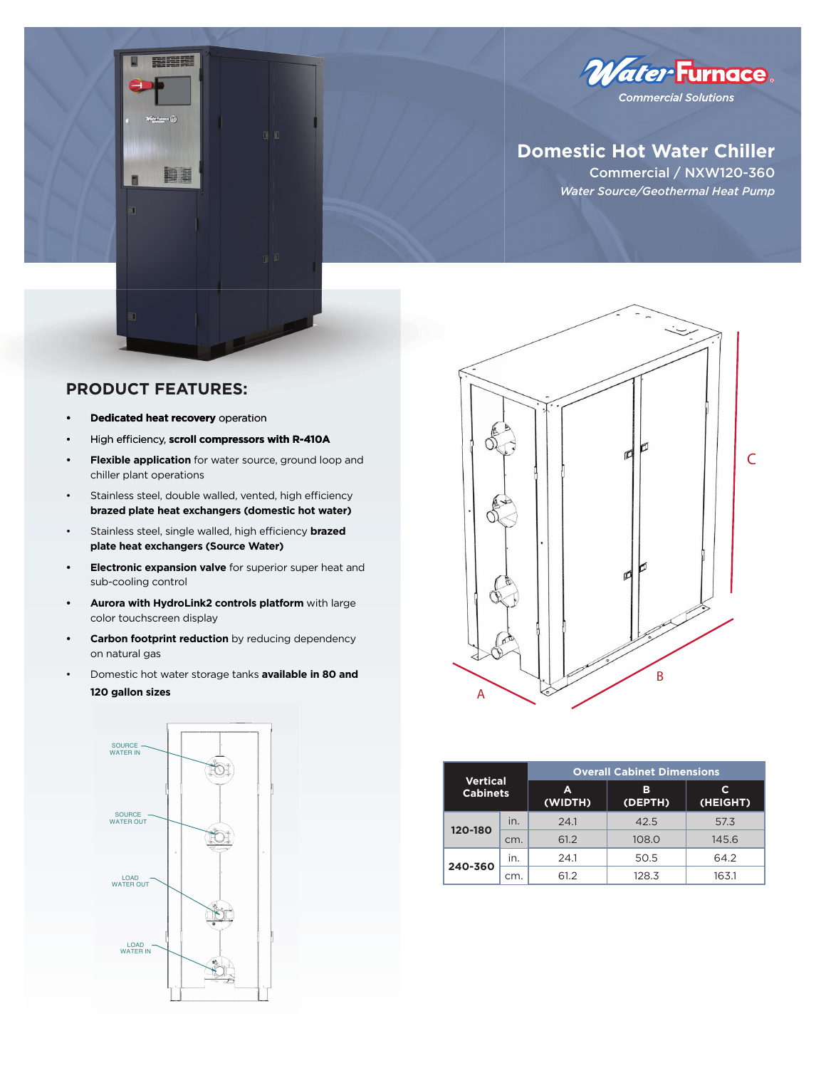WaterFurnace

*Commercial Solutions*

# Domestic Hot Water Chiller

## Commercial / NXW120-360

*Water Source/Geothermal Heat Pump*

## PRODUCT FEATURES:

- **Dedicated heat recovery** operation
- High efficiency, **scroll compressors with R-410A**
- **Flexible application** for water source, ground loop and chiller plant operations
- Stainless steel, double walled, vented, high efficiency **brazed plate heat exchangers (domestic hot water)**
- Stainless steel, single walled, high efficiency **brazed plate heat exchangers (Source Water)**
- **Electronic expansion valve** for superior super heat and sub-cooling control
- **Aurora with HydroLink2 controls platform** with large color touchscreen display
- **Carbon footprint reduction** by reducing dependency on natural gas
- Domestic hot water storage tanks **available in 80 and 120 gallon sizes**

SOURCE WATER IN

SOURCE WATER OUT

LOAD WATER OUT

LOAD WATER IN

| Vertical Cabinets | | Overall Cabinet Dimensions | | |
|---|---|---|---|---|
| | | A (WIDTH) | B (DEPTH) | C (HEIGHT) |
| 120-180 | in. | 24.1 | 42.5 | 57.3 |
| | cm. | 61.2 | 108.0 | 145.6 |
| 240-360 | in. | 24.1 | 50.5 | 64.2 |
| | cm. | 61.2 | 128.3 | 163.1 |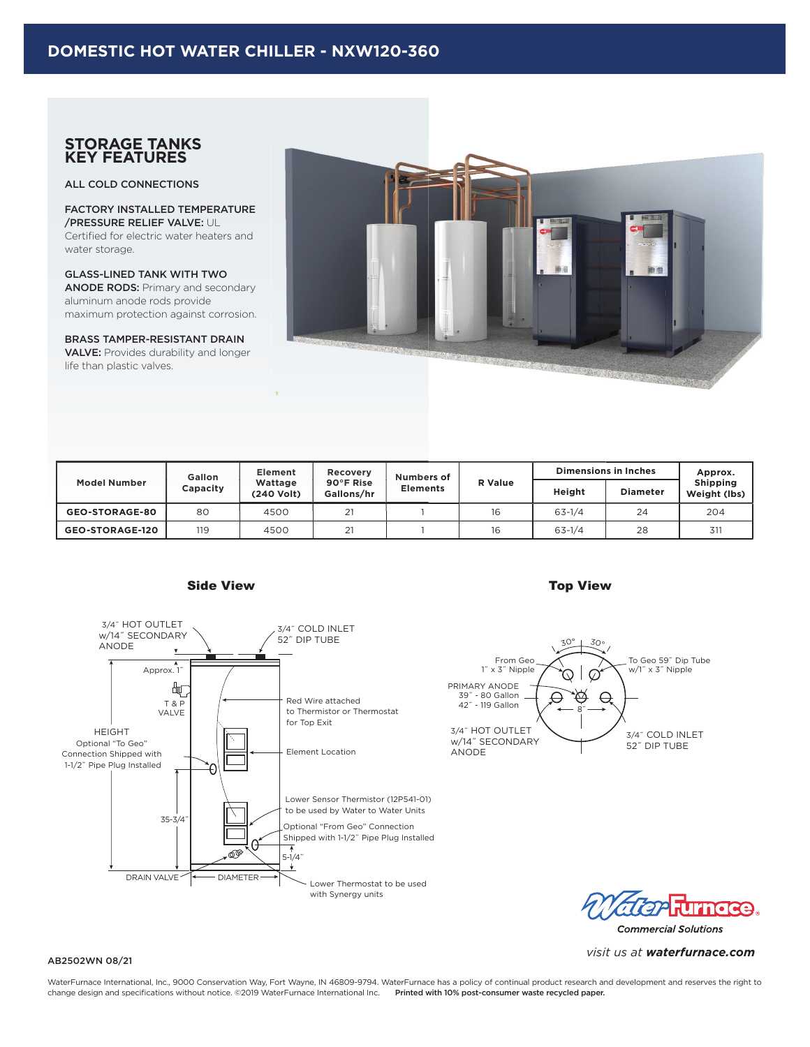# DOMESTIC HOT WATER CHILLER - NXW120-360

## STORAGE TANKS KEY FEATURES

**ALL COLD CONNECTIONS**

**FACTORY INSTALLED TEMPERATURE /PRESSURE RELIEF VALVE:** UL Certified for electric water heaters and water storage.

**GLASS-LINED TANK WITH TWO ANODE RODS:** Primary and secondary aluminum anode rods provide maximum protection against corrosion.

**BRASS TAMPER-RESISTANT DRAIN VALVE:** Provides durability and longer life than plastic valves.

| Model Number | Gallon Capacity | Element Wattage (240 Volt) | Recovery 90°F Rise Gallons/hr | Numbers of Elements | R Value | Dimensions in Inches | | Approx. Shipping Weight (lbs) |
|---|---|---|---|---|---|---|---|---|
| | | | | | | Height | Diameter | |
| GEO-STORAGE-80 | 80 | 4500 | 21 | 1 | 16 | 63-1/4 | 24 | 204 |
| GEO-STORAGE-120 | 119 | 4500 | 21 | 1 | 16 | 63-1/4 | 28 | 311 |

### Side View

3/4" HOT OUTLET w/14" SECONDARY ANODE

3/4" COLD INLET 52" DIP TUBE

Approx. 1"

T & P VALVE

HEIGHT

Optional "To Geo" Connection Shipped with 1-1/2" Pipe Plug Installed

Red Wire attached to Thermistor or Thermostat for Top Exit

Element Location

Lower Sensor Thermistor (12P541-01) to be used by Water to Water Units

35-3/4"

Optional "From Geo" Connection Shipped with 1-1/2" Pipe Plug Installed

5-1/4"

DRAIN VALVE

DIAMETER

Lower Thermostat to be used with Synergy units

### Top View

30° 30°

From Geo 1" x 3" Nipple

To Geo 59" Dip Tube w/1" x 3" Nipple

PRIMARY ANODE 39" - 80 Gallon 42" - 119 Gallon

8"

3/4" HOT OUTLET w/14" SECONDARY ANODE

3/4" COLD INLET 52" DIP TUBE

WaterFurnace Commercial Solutions

*visit us at **waterfurnace.com***

AB2502WN 08/21

WaterFurnace International, Inc., 9000 Conservation Way, Fort Wayne, IN 46809-9794. WaterFurnace has a policy of continual product research and development and reserves the right to change design and specifications without notice. ©2019 WaterFurnace International Inc. **Printed with 10% post-consumer waste recycled paper.**